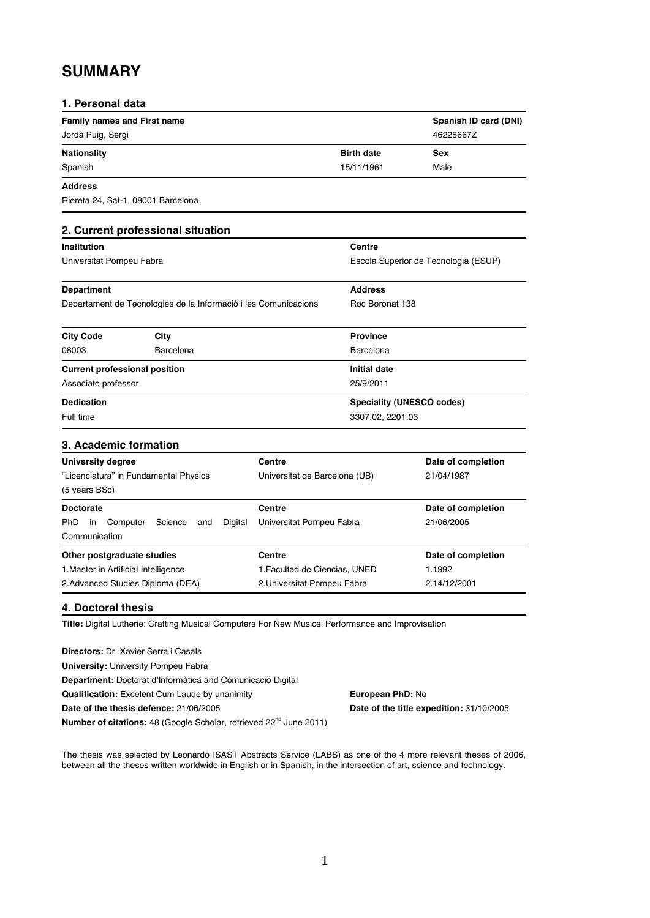# SUMMARY

## 1. Personal data

| Family names and First name | | Spanish ID card (DNI) |
|---|---|---|
| Jordà Puig, Sergi | | 46225667Z |
| **Nationality** | **Birth date** | **Sex** |
| Spanish | 15/11/1961 | Male |

**Address**
Riereta 24, Sat-1, 08001 Barcelona

## 2. Current professional situation

| Institution | | Centre |
|---|---|---|
| Universitat Pompeu Fabra | | Escola Superior de Tecnologia (ESUP) |
| **Department** | | **Address** |
| Departament de Tecnologies de la Informació i les Comunicacions | | Roc Boronat 138 |
| **City Code** | **City** | **Province** |
| 08003 | Barcelona | Barcelona |
| **Current professional position** | | **Initial date** |
| Associate professor | | 25/9/2011 |
| **Dedication** | | **Speciality (UNESCO codes)** |
| Full time | | 3307.02, 2201.03 |

## 3. Academic formation

| University degree | Centre | Date of completion |
|---|---|---|
| "Licenciatura" in Fundamental Physics (5 years BSc) | Universitat de Barcelona (UB) | 21/04/1987 |
| **Doctorate** | **Centre** | **Date of completion** |
| PhD in Computer Science and Digital Communication | Universitat Pompeu Fabra | 21/06/2005 |
| **Other postgraduate studies** | **Centre** | **Date of completion** |
| 1.Master in Artificial Intelligence<br>2.Advanced Studies Diploma (DEA) | 1.Facultad de Ciencias, UNED<br>2.Universitat Pompeu Fabra | 1.1992<br>2.14/12/2001 |

## 4. Doctoral thesis

**Title:** Digital Lutherie: Crafting Musical Computers For New Musics' Performance and Improvisation

**Directors:** Dr. Xavier Serra i Casals
**University:** University Pompeu Fabra
**Department:** Doctorat d'Informàtica and Comunicació Digital
**Qualification:** Excelent Cum Laude by unanimity — **European PhD:** No
**Date of the thesis defence:** 21/06/2005 — **Date of the title expedition:** 31/10/2005
**Number of citations:** 48 (Google Scholar, retrieved 22nd June 2011)

The thesis was selected by Leonardo ISAST Abstracts Service (LABS) as one of the 4 more relevant theses of 2006, between all the theses written worldwide in English or in Spanish, in the intersection of art, science and technology.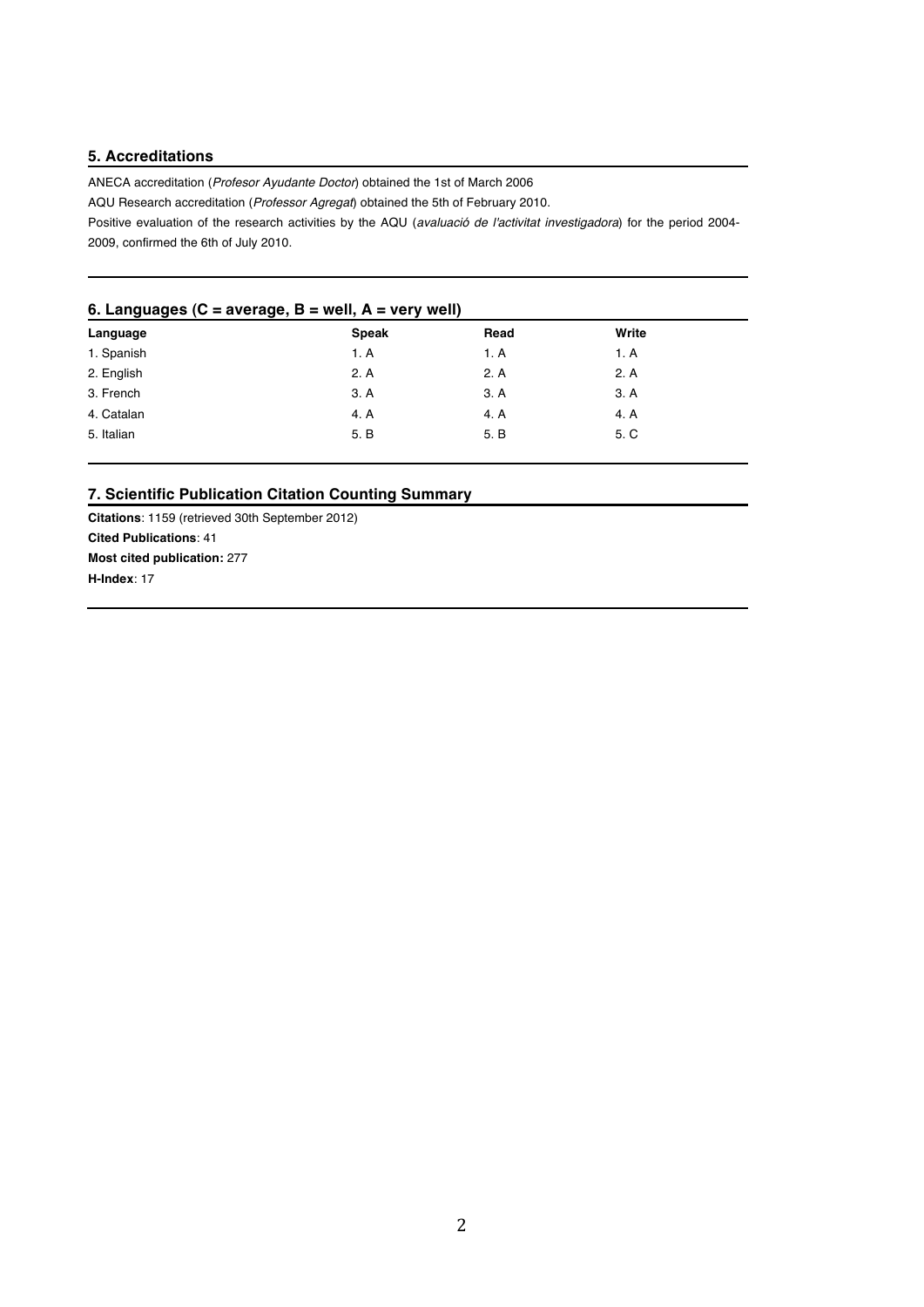## 5. Accreditations

ANECA accreditation (*Profesor Ayudante Doctor*) obtained the 1st of March 2006

AQU Research accreditation (*Professor Agregat*) obtained the 5th of February 2010.

Positive evaluation of the research activities by the AQU (*avaluació de l'activitat investigadora*) for the period 2004-2009, confirmed the 6th of July 2010.

## 6. Languages (C = average, B = well, A = very well)

| Language | Speak | Read | Write |
|---|---|---|---|
| 1. Spanish | 1. A | 1. A | 1. A |
| 2. English | 2. A | 2. A | 2. A |
| 3. French | 3. A | 3. A | 3. A |
| 4. Catalan | 4. A | 4. A | 4. A |
| 5. Italian | 5. B | 5. B | 5. C |

## 7. Scientific Publication Citation Counting Summary

**Citations**: 1159 (retrieved 30th September 2012)

**Cited Publications**: 41

**Most cited publication:** 277

**H-Index**: 17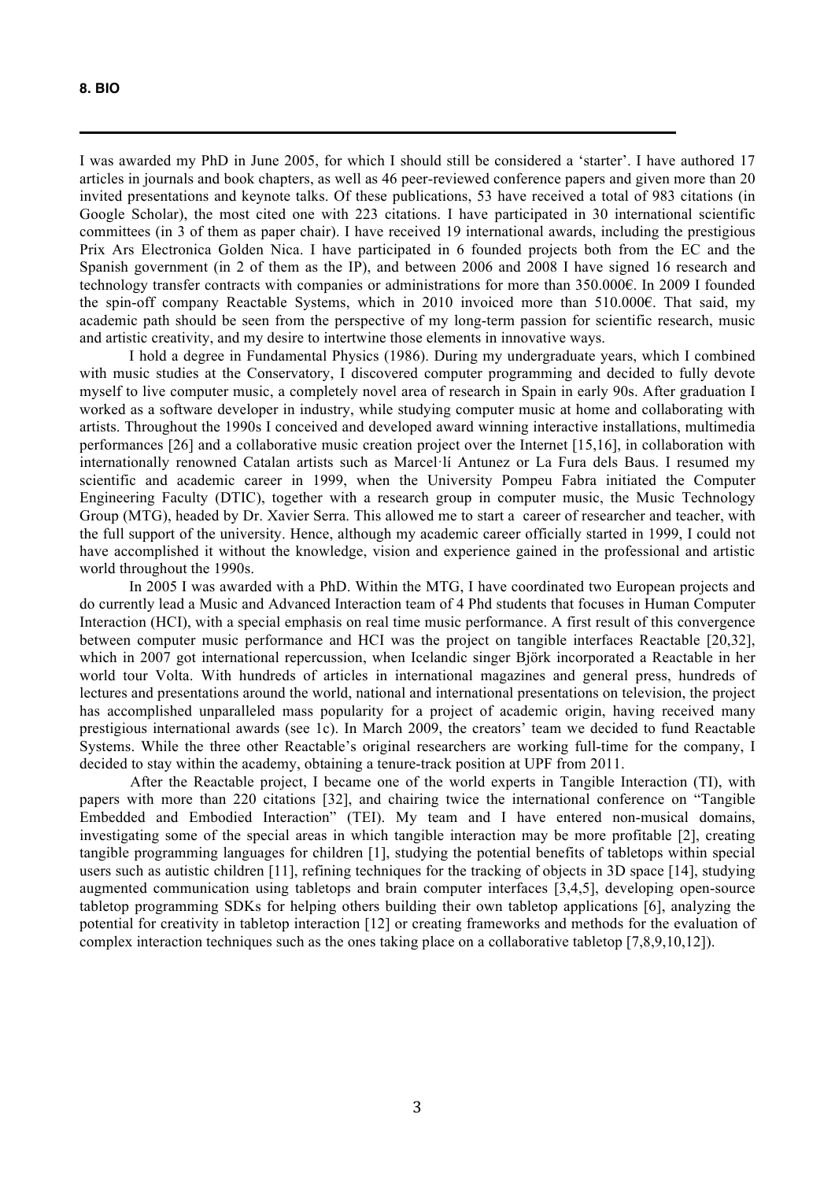## 8. BIO

I was awarded my PhD in June 2005, for which I should still be considered a 'starter'. I have authored 17 articles in journals and book chapters, as well as 46 peer-reviewed conference papers and given more than 20 invited presentations and keynote talks. Of these publications, 53 have received a total of 983 citations (in Google Scholar), the most cited one with 223 citations. I have participated in 30 international scientific committees (in 3 of them as paper chair). I have received 19 international awards, including the prestigious Prix Ars Electronica Golden Nica. I have participated in 6 founded projects both from the EC and the Spanish government (in 2 of them as the IP), and between 2006 and 2008 I have signed 16 research and technology transfer contracts with companies or administrations for more than 350.000€. In 2009 I founded the spin-off company Reactable Systems, which in 2010 invoiced more than 510.000€. That said, my academic path should be seen from the perspective of my long-term passion for scientific research, music and artistic creativity, and my desire to intertwine those elements in innovative ways.

I hold a degree in Fundamental Physics (1986). During my undergraduate years, which I combined with music studies at the Conservatory, I discovered computer programming and decided to fully devote myself to live computer music, a completely novel area of research in Spain in early 90s. After graduation I worked as a software developer in industry, while studying computer music at home and collaborating with artists. Throughout the 1990s I conceived and developed award winning interactive installations, multimedia performances [26] and a collaborative music creation project over the Internet [15,16], in collaboration with internationally renowned Catalan artists such as Marcel·lí Antunez or La Fura dels Baus. I resumed my scientific and academic career in 1999, when the University Pompeu Fabra initiated the Computer Engineering Faculty (DTIC), together with a research group in computer music, the Music Technology Group (MTG), headed by Dr. Xavier Serra. This allowed me to start a career of researcher and teacher, with the full support of the university. Hence, although my academic career officially started in 1999, I could not have accomplished it without the knowledge, vision and experience gained in the professional and artistic world throughout the 1990s.

In 2005 I was awarded with a PhD. Within the MTG, I have coordinated two European projects and do currently lead a Music and Advanced Interaction team of 4 Phd students that focuses in Human Computer Interaction (HCI), with a special emphasis on real time music performance. A first result of this convergence between computer music performance and HCI was the project on tangible interfaces Reactable [20,32], which in 2007 got international repercussion, when Icelandic singer Björk incorporated a Reactable in her world tour Volta. With hundreds of articles in international magazines and general press, hundreds of lectures and presentations around the world, national and international presentations on television, the project has accomplished unparalleled mass popularity for a project of academic origin, having received many prestigious international awards (see 1c). In March 2009, the creators' team we decided to fund Reactable Systems. While the three other Reactable's original researchers are working full-time for the company, I decided to stay within the academy, obtaining a tenure-track position at UPF from 2011.

After the Reactable project, I became one of the world experts in Tangible Interaction (TI), with papers with more than 220 citations [32], and chairing twice the international conference on "Tangible Embedded and Embodied Interaction" (TEI). My team and I have entered non-musical domains, investigating some of the special areas in which tangible interaction may be more profitable [2], creating tangible programming languages for children [1], studying the potential benefits of tabletops within special users such as autistic children [11], refining techniques for the tracking of objects in 3D space [14], studying augmented communication using tabletops and brain computer interfaces [3,4,5], developing open-source tabletop programming SDKs for helping others building their own tabletop applications [6], analyzing the potential for creativity in tabletop interaction [12] or creating frameworks and methods for the evaluation of complex interaction techniques such as the ones taking place on a collaborative tabletop [7,8,9,10,12]).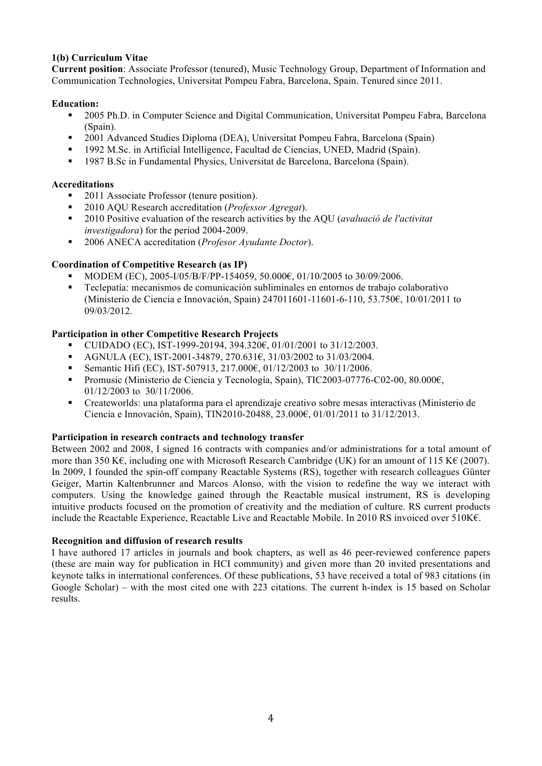**1(b) Curriculum Vitae**

**Current position**: Associate Professor (tenured), Music Technology Group, Department of Information and Communication Technologies, Universitat Pompeu Fabra, Barcelona, Spain. Tenured since 2011.

**Education:**

- 2005 Ph.D. in Computer Science and Digital Communication, Universitat Pompeu Fabra, Barcelona (Spain).
- 2001 Advanced Studies Diploma (DEA), Universitat Pompeu Fabra, Barcelona (Spain)
- 1992 M.Sc. in Artificial Intelligence, Facultad de Ciencias, UNED, Madrid (Spain).
- 1987 B.Sc in Fundamental Physics, Universitat de Barcelona, Barcelona (Spain).

**Accreditations**

- 2011 Associate Professor (tenure position).
- 2010 AQU Research accreditation (*Professor Agregat*).
- 2010 Positive evaluation of the research activities by the AQU (*avaluació de l'activitat investigadora*) for the period 2004-2009.
- 2006 ANECA accreditation (*Profesor Ayudante Doctor*).

**Coordination of Competitive Research (as IP)**

- MODEM (EC), 2005-I/05/B/F/PP-154059, 50.000€, 01/10/2005 to 30/09/2006.
- Teclepatía: mecanismos de comunicación subliminales en entornos de trabajo colaborativo (Ministerio de Ciencia e Innovación, Spain) 247011601-11601-6-110, 53.750€, 10/01/2011 to 09/03/2012.

**Participation in other Competitive Research Projects**

- CUIDADO (EC), IST-1999-20194, 394.320€, 01/01/2001 to 31/12/2003.
- AGNULA (EC), IST-2001-34879, 270.631€, 31/03/2002 to 31/03/2004.
- Semantic Hifi (EC), IST-507913, 217.000€, 01/12/2003 to 30/11/2006.
- Promusic (Ministerio de Ciencia y Tecnología, Spain), TIC2003-07776-C02-00, 80.000€, 01/12/2003 to 30/11/2006.
- Createworlds: una plataforma para el aprendizaje creativo sobre mesas interactivas (Ministerio de Ciencia e Innovación, Spain), TIN2010-20488, 23.000€, 01/01/2011 to 31/12/2013.

**Participation in research contracts and technology transfer**

Between 2002 and 2008, I signed 16 contracts with companies and/or administrations for a total amount of more than 350 K€, including one with Microsoft Research Cambridge (UK) for an amount of 115 K€ (2007). In 2009, I founded the spin-off company Reactable Systems (RS), together with research colleagues Günter Geiger, Martin Kaltenbrunner and Marcos Alonso, with the vision to redefine the way we interact with computers. Using the knowledge gained through the Reactable musical instrument, RS is developing intuitive products focused on the promotion of creativity and the mediation of culture. RS current products include the Reactable Experience, Reactable Live and Reactable Mobile. In 2010 RS invoiced over 510K€.

**Recognition and diffusion of research results**

I have authored 17 articles in journals and book chapters, as well as 46 peer-reviewed conference papers (these are main way for publication in HCI community) and given more than 20 invited presentations and keynote talks in international conferences. Of these publications, 53 have received a total of 983 citations (in Google Scholar) – with the most cited one with 223 citations. The current h-index is 15 based on Scholar results.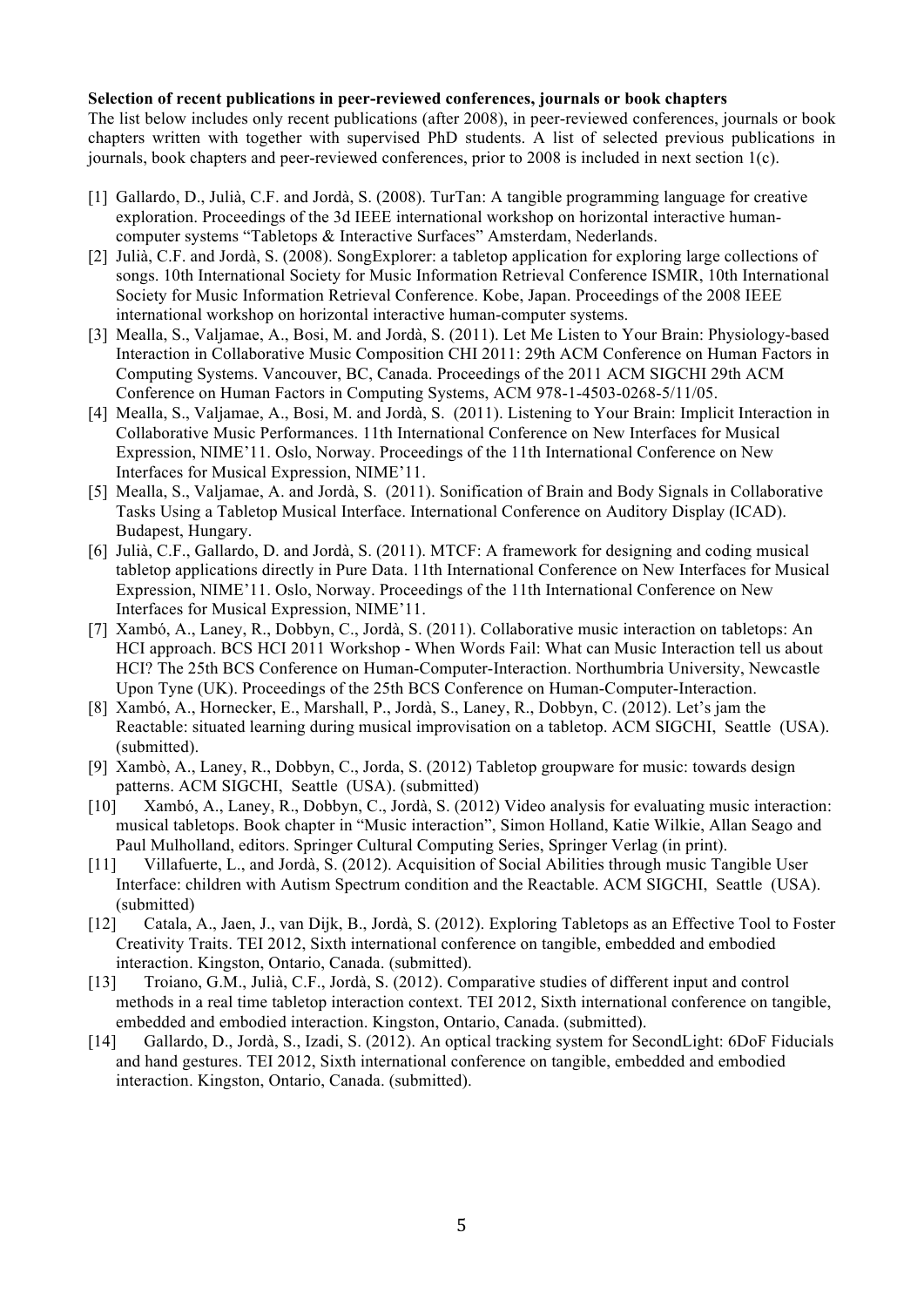**Selection of recent publications in peer-reviewed conferences, journals or book chapters**

The list below includes only recent publications (after 2008), in peer-reviewed conferences, journals or book chapters written with together with supervised PhD students. A list of selected previous publications in journals, book chapters and peer-reviewed conferences, prior to 2008 is included in next section 1(c).

[1] Gallardo, D., Julià, C.F. and Jordà, S. (2008). TurTan: A tangible programming language for creative exploration. Proceedings of the 3d IEEE international workshop on horizontal interactive human-computer systems "Tabletops & Interactive Surfaces" Amsterdam, Nederlands.

[2] Julià, C.F. and Jordà, S. (2008). SongExplorer: a tabletop application for exploring large collections of songs. 10th International Society for Music Information Retrieval Conference ISMIR, 10th International Society for Music Information Retrieval Conference. Kobe, Japan. Proceedings of the 2008 IEEE international workshop on horizontal interactive human-computer systems.

[3] Mealla, S., Valjamae, A., Bosi, M. and Jordà, S. (2011). Let Me Listen to Your Brain: Physiology-based Interaction in Collaborative Music Composition CHI 2011: 29th ACM Conference on Human Factors in Computing Systems. Vancouver, BC, Canada. Proceedings of the 2011 ACM SIGCHI 29th ACM Conference on Human Factors in Computing Systems, ACM 978-1-4503-0268-5/11/05.

[4] Mealla, S., Valjamae, A., Bosi, M. and Jordà, S. (2011). Listening to Your Brain: Implicit Interaction in Collaborative Music Performances. 11th International Conference on New Interfaces for Musical Expression, NIME'11. Oslo, Norway. Proceedings of the 11th International Conference on New Interfaces for Musical Expression, NIME'11.

[5] Mealla, S., Valjamae, A. and Jordà, S. (2011). Sonification of Brain and Body Signals in Collaborative Tasks Using a Tabletop Musical Interface. International Conference on Auditory Display (ICAD). Budapest, Hungary.

[6] Julià, C.F., Gallardo, D. and Jordà, S. (2011). MTCF: A framework for designing and coding musical tabletop applications directly in Pure Data. 11th International Conference on New Interfaces for Musical Expression, NIME'11. Oslo, Norway. Proceedings of the 11th International Conference on New Interfaces for Musical Expression, NIME'11.

[7] Xambó, A., Laney, R., Dobbyn, C., Jordà, S. (2011). Collaborative music interaction on tabletops: An HCI approach. BCS HCI 2011 Workshop - When Words Fail: What can Music Interaction tell us about HCI? The 25th BCS Conference on Human-Computer-Interaction. Northumbria University, Newcastle Upon Tyne (UK). Proceedings of the 25th BCS Conference on Human-Computer-Interaction.

[8] Xambó, A., Hornecker, E., Marshall, P., Jordà, S., Laney, R., Dobbyn, C. (2012). Let's jam the Reactable: situated learning during musical improvisation on a tabletop. ACM SIGCHI, Seattle (USA). (submitted).

[9] Xambò, A., Laney, R., Dobbyn, C., Jorda, S. (2012) Tabletop groupware for music: towards design patterns. ACM SIGCHI, Seattle (USA). (submitted)

[10] Xambó, A., Laney, R., Dobbyn, C., Jordà, S. (2012) Video analysis for evaluating music interaction: musical tabletops. Book chapter in "Music interaction", Simon Holland, Katie Wilkie, Allan Seago and Paul Mulholland, editors. Springer Cultural Computing Series, Springer Verlag (in print).

[11] Villafuerte, L., and Jordà, S. (2012). Acquisition of Social Abilities through music Tangible User Interface: children with Autism Spectrum condition and the Reactable. ACM SIGCHI, Seattle (USA). (submitted)

[12] Catala, A., Jaen, J., van Dijk, B., Jordà, S. (2012). Exploring Tabletops as an Effective Tool to Foster Creativity Traits. TEI 2012, Sixth international conference on tangible, embedded and embodied interaction. Kingston, Ontario, Canada. (submitted).

[13] Troiano, G.M., Julià, C.F., Jordà, S. (2012). Comparative studies of different input and control methods in a real time tabletop interaction context. TEI 2012, Sixth international conference on tangible, embedded and embodied interaction. Kingston, Ontario, Canada. (submitted).

[14] Gallardo, D., Jordà, S., Izadi, S. (2012). An optical tracking system for SecondLight: 6DoF Fiducials and hand gestures. TEI 2012, Sixth international conference on tangible, embedded and embodied interaction. Kingston, Ontario, Canada. (submitted).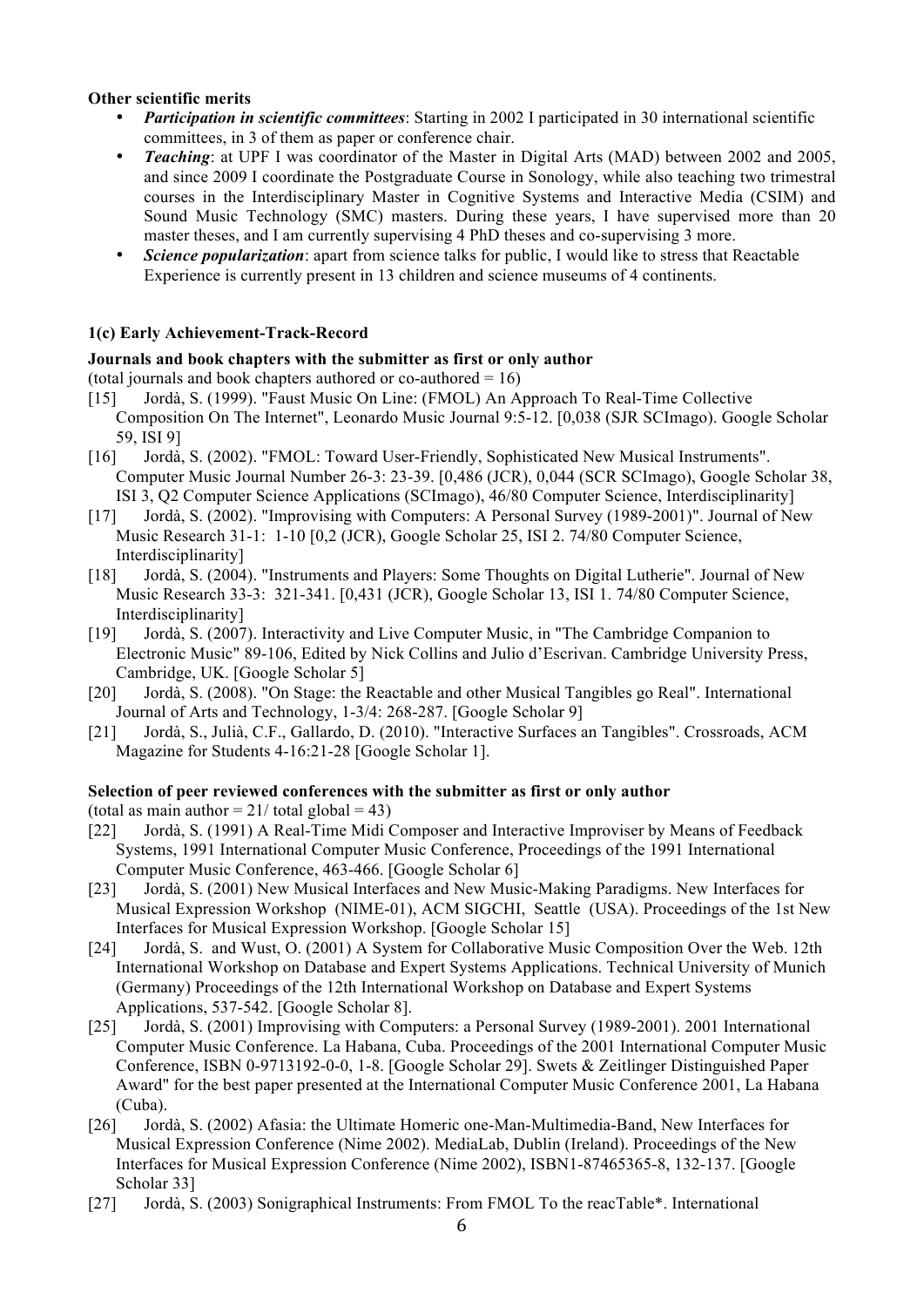**Other scientific merits**

- ***Participation in scientific committees***: Starting in 2002 I participated in 30 international scientific committees, in 3 of them as paper or conference chair.
- ***Teaching***: at UPF I was coordinator of the Master in Digital Arts (MAD) between 2002 and 2005, and since 2009 I coordinate the Postgraduate Course in Sonology, while also teaching two trimestral courses in the Interdisciplinary Master in Cognitive Systems and Interactive Media (CSIM) and Sound Music Technology (SMC) masters. During these years, I have supervised more than 20 master theses, and I am currently supervising 4 PhD theses and co-supervising 3 more.
- ***Science popularization***: apart from science talks for public, I would like to stress that Reactable Experience is currently present in 13 children and science museums of 4 continents.

### 1(c) Early Achievement-Track-Record

**Journals and book chapters with the submitter as first or only author**

(total journals and book chapters authored or co-authored = 16)

[15] Jordà, S. (1999). "Faust Music On Line: (FMOL) An Approach To Real-Time Collective Composition On The Internet", Leonardo Music Journal 9:5-12. [0,038 (SJR SCImago). Google Scholar 59, ISI 9]

[16] Jordà, S. (2002). "FMOL: Toward User-Friendly, Sophisticated New Musical Instruments". Computer Music Journal Number 26-3: 23-39. [0,486 (JCR), 0,044 (SCR SCImago), Google Scholar 38, ISI 3, Q2 Computer Science Applications (SCImago), 46/80 Computer Science, Interdisciplinarity]

[17] Jordà, S. (2002). "Improvising with Computers: A Personal Survey (1989-2001)". Journal of New Music Research 31-1: 1-10 [0,2 (JCR), Google Scholar 25, ISI 2. 74/80 Computer Science, Interdisciplinarity]

[18] Jordà, S. (2004). "Instruments and Players: Some Thoughts on Digital Lutherie". Journal of New Music Research 33-3: 321-341. [0,431 (JCR), Google Scholar 13, ISI 1. 74/80 Computer Science, Interdisciplinarity]

[19] Jordà, S. (2007). Interactivity and Live Computer Music, in "The Cambridge Companion to Electronic Music" 89-106, Edited by Nick Collins and Julio d'Escrivan. Cambridge University Press, Cambridge, UK. [Google Scholar 5]

[20] Jordà, S. (2008). "On Stage: the Reactable and other Musical Tangibles go Real". International Journal of Arts and Technology, 1-3/4: 268-287. [Google Scholar 9]

[21] Jordà, S., Julià, C.F., Gallardo, D. (2010). "Interactive Surfaces an Tangibles". Crossroads, ACM Magazine for Students 4-16:21-28 [Google Scholar 1].

**Selection of peer reviewed conferences with the submitter as first or only author**

(total as main author = 21/ total global = 43)

[22] Jordà, S. (1991) A Real-Time Midi Composer and Interactive Improviser by Means of Feedback Systems, 1991 International Computer Music Conference, Proceedings of the 1991 International Computer Music Conference, 463-466. [Google Scholar 6]

[23] Jordà, S. (2001) New Musical Interfaces and New Music-Making Paradigms. New Interfaces for Musical Expression Workshop (NIME-01), ACM SIGCHI, Seattle (USA). Proceedings of the 1st New Interfaces for Musical Expression Workshop. [Google Scholar 15]

[24] Jordà, S. and Wust, O. (2001) A System for Collaborative Music Composition Over the Web. 12th International Workshop on Database and Expert Systems Applications. Technical University of Munich (Germany) Proceedings of the 12th International Workshop on Database and Expert Systems Applications, 537-542. [Google Scholar 8].

[25] Jordà, S. (2001) Improvising with Computers: a Personal Survey (1989-2001). 2001 International Computer Music Conference. La Habana, Cuba. Proceedings of the 2001 International Computer Music Conference, ISBN 0-9713192-0-0, 1-8. [Google Scholar 29]. Swets & Zeitlinger Distinguished Paper Award" for the best paper presented at the International Computer Music Conference 2001, La Habana (Cuba).

[26] Jordà, S. (2002) Afasia: the Ultimate Homeric one-Man-Multimedia-Band, New Interfaces for Musical Expression Conference (Nime 2002). MediaLab, Dublin (Ireland). Proceedings of the New Interfaces for Musical Expression Conference (Nime 2002), ISBN1-87465365-8, 132-137. [Google Scholar 33]

[27] Jordà, S. (2003) Sonigraphical Instruments: From FMOL To the reacTable*. International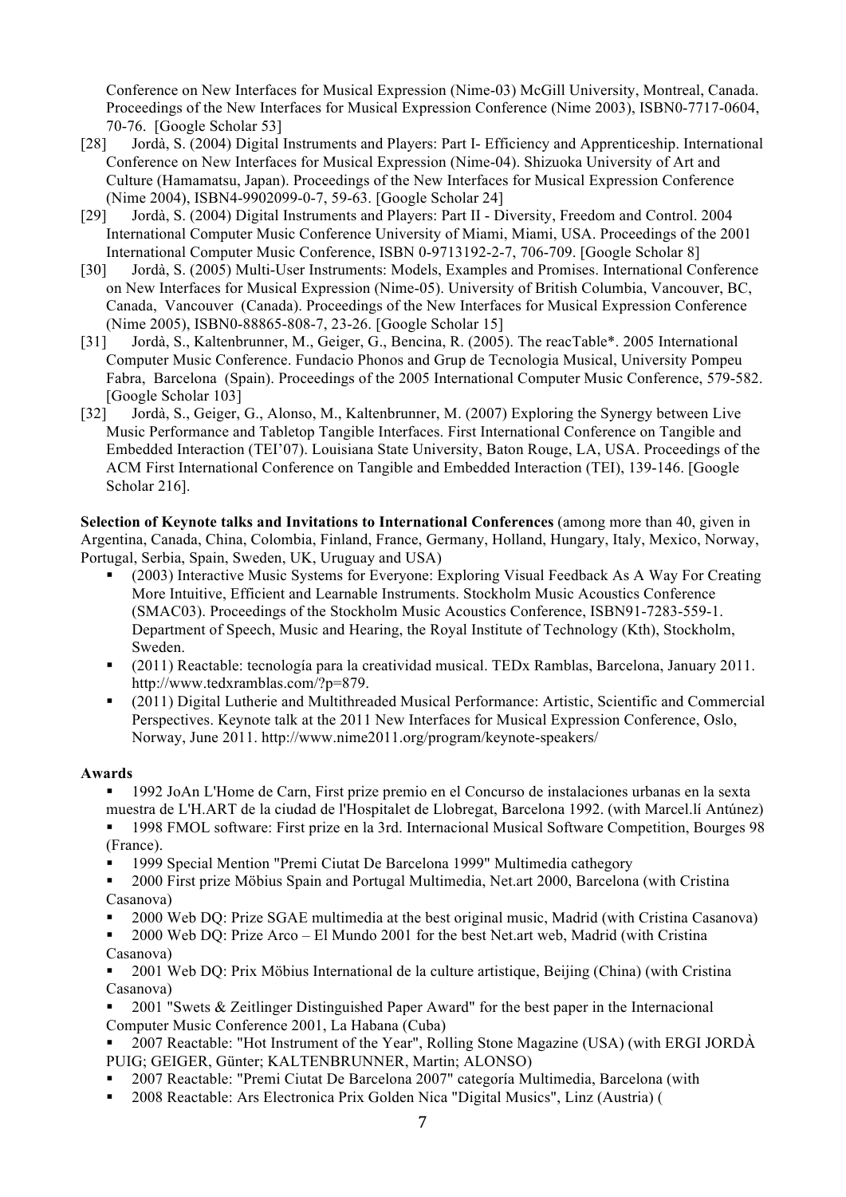Conference on New Interfaces for Musical Expression (Nime-03) McGill University, Montreal, Canada. Proceedings of the New Interfaces for Musical Expression Conference (Nime 2003), ISBN0-7717-0604, 70-76. [Google Scholar 53]

[28] Jordà, S. (2004) Digital Instruments and Players: Part I- Efficiency and Apprenticeship. International Conference on New Interfaces for Musical Expression (Nime-04). Shizuoka University of Art and Culture (Hamamatsu, Japan). Proceedings of the New Interfaces for Musical Expression Conference (Nime 2004), ISBN4-9902099-0-7, 59-63. [Google Scholar 24]

[29] Jordà, S. (2004) Digital Instruments and Players: Part II - Diversity, Freedom and Control. 2004 International Computer Music Conference University of Miami, Miami, USA. Proceedings of the 2001 International Computer Music Conference, ISBN 0-9713192-2-7, 706-709. [Google Scholar 8]

[30] Jordà, S. (2005) Multi-User Instruments: Models, Examples and Promises. International Conference on New Interfaces for Musical Expression (Nime-05). University of British Columbia, Vancouver, BC, Canada, Vancouver (Canada). Proceedings of the New Interfaces for Musical Expression Conference (Nime 2005), ISBN0-88865-808-7, 23-26. [Google Scholar 15]

[31] Jordà, S., Kaltenbrunner, M., Geiger, G., Bencina, R. (2005). The reacTable*. 2005 International Computer Music Conference. Fundacio Phonos and Grup de Tecnologia Musical, University Pompeu Fabra, Barcelona (Spain). Proceedings of the 2005 International Computer Music Conference, 579-582. [Google Scholar 103]

[32] Jordà, S., Geiger, G., Alonso, M., Kaltenbrunner, M. (2007) Exploring the Synergy between Live Music Performance and Tabletop Tangible Interfaces. First International Conference on Tangible and Embedded Interaction (TEI'07). Louisiana State University, Baton Rouge, LA, USA. Proceedings of the ACM First International Conference on Tangible and Embedded Interaction (TEI), 139-146. [Google Scholar 216].

**Selection of Keynote talks and Invitations to International Conferences** (among more than 40, given in Argentina, Canada, China, Colombia, Finland, France, Germany, Holland, Hungary, Italy, Mexico, Norway, Portugal, Serbia, Spain, Sweden, UK, Uruguay and USA)

- (2003) Interactive Music Systems for Everyone: Exploring Visual Feedback As A Way For Creating More Intuitive, Efficient and Learnable Instruments. Stockholm Music Acoustics Conference (SMAC03). Proceedings of the Stockholm Music Acoustics Conference, ISBN91-7283-559-1. Department of Speech, Music and Hearing, the Royal Institute of Technology (Kth), Stockholm, Sweden.
- (2011) Reactable: tecnología para la creatividad musical. TEDx Ramblas, Barcelona, January 2011. http://www.tedxramblas.com/?p=879.
- (2011) Digital Lutherie and Multithreaded Musical Performance: Artistic, Scientific and Commercial Perspectives. Keynote talk at the 2011 New Interfaces for Musical Expression Conference, Oslo, Norway, June 2011. http://www.nime2011.org/program/keynote-speakers/

**Awards**

- 1992 JoAn L'Home de Carn, First prize premio en el Concurso de instalaciones urbanas en la sexta muestra de L'H.ART de la ciudad de l'Hospitalet de Llobregat, Barcelona 1992. (with Marcel.lí Antúnez)
- 1998 FMOL software: First prize en la 3rd. Internacional Musical Software Competition, Bourges 98 (France).
- 1999 Special Mention "Premi Ciutat De Barcelona 1999" Multimedia cathegory
- 2000 First prize Möbius Spain and Portugal Multimedia, Net.art 2000, Barcelona (with Cristina Casanova)
- 2000 Web DQ: Prize SGAE multimedia at the best original music, Madrid (with Cristina Casanova)
- 2000 Web DQ: Prize Arco – El Mundo 2001 for the best Net.art web, Madrid (with Cristina Casanova)
- 2001 Web DQ: Prix Möbius International de la culture artistique, Beijing (China) (with Cristina Casanova)
- 2001 "Swets & Zeitlinger Distinguished Paper Award" for the best paper in the Internacional Computer Music Conference 2001, La Habana (Cuba)
- 2007 Reactable: "Hot Instrument of the Year", Rolling Stone Magazine (USA) (with ERGI JORDÀ PUIG; GEIGER, Günter; KALTENBRUNNER, Martin; ALONSO)
- 2007 Reactable: "Premi Ciutat De Barcelona 2007" categoría Multimedia, Barcelona (with
- 2008 Reactable: Ars Electronica Prix Golden Nica "Digital Musics", Linz (Austria) (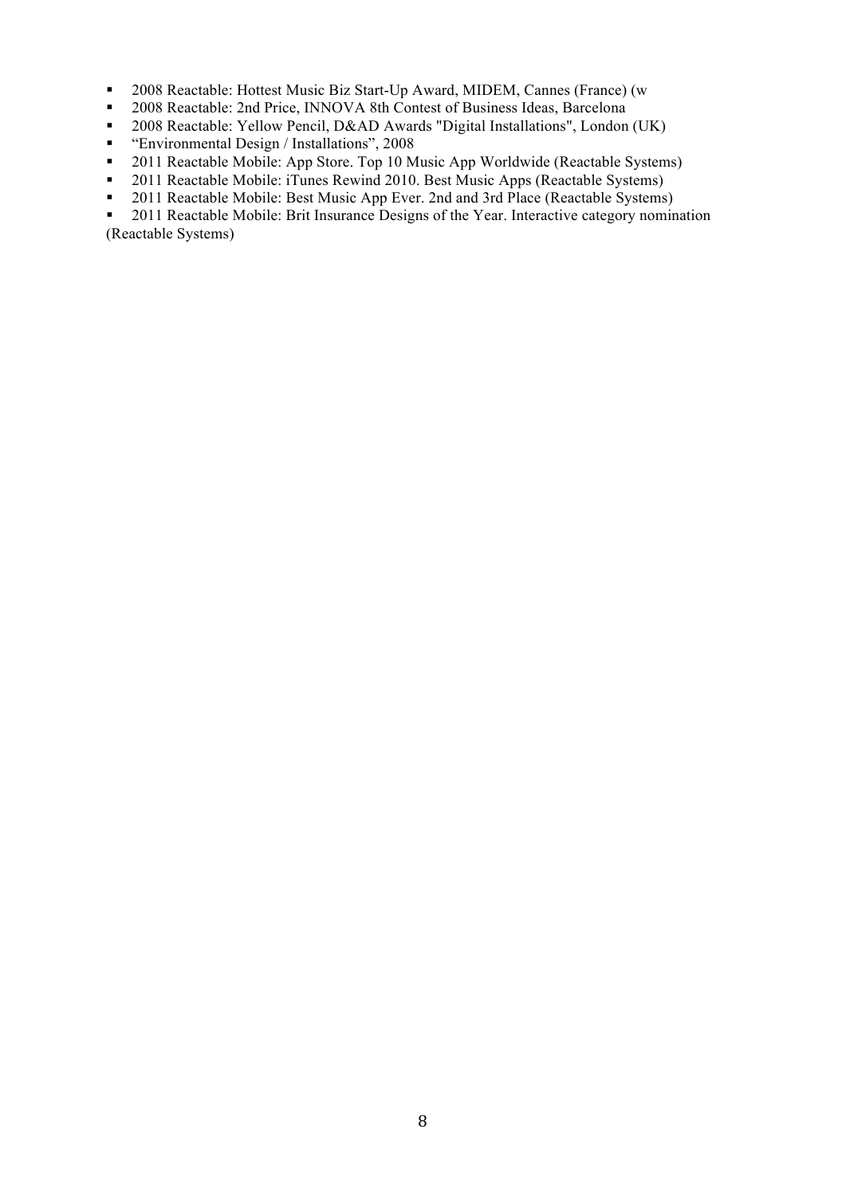- 2008 Reactable: Hottest Music Biz Start-Up Award, MIDEM, Cannes (France) (w
- 2008 Reactable: 2nd Price, INNOVA 8th Contest of Business Ideas, Barcelona
- 2008 Reactable: Yellow Pencil, D&AD Awards "Digital Installations", London (UK)
- "Environmental Design / Installations", 2008
- 2011 Reactable Mobile: App Store. Top 10 Music App Worldwide (Reactable Systems)
- 2011 Reactable Mobile: iTunes Rewind 2010. Best Music Apps (Reactable Systems)
- 2011 Reactable Mobile: Best Music App Ever. 2nd and 3rd Place (Reactable Systems)
- 2011 Reactable Mobile: Brit Insurance Designs of the Year. Interactive category nomination (Reactable Systems)